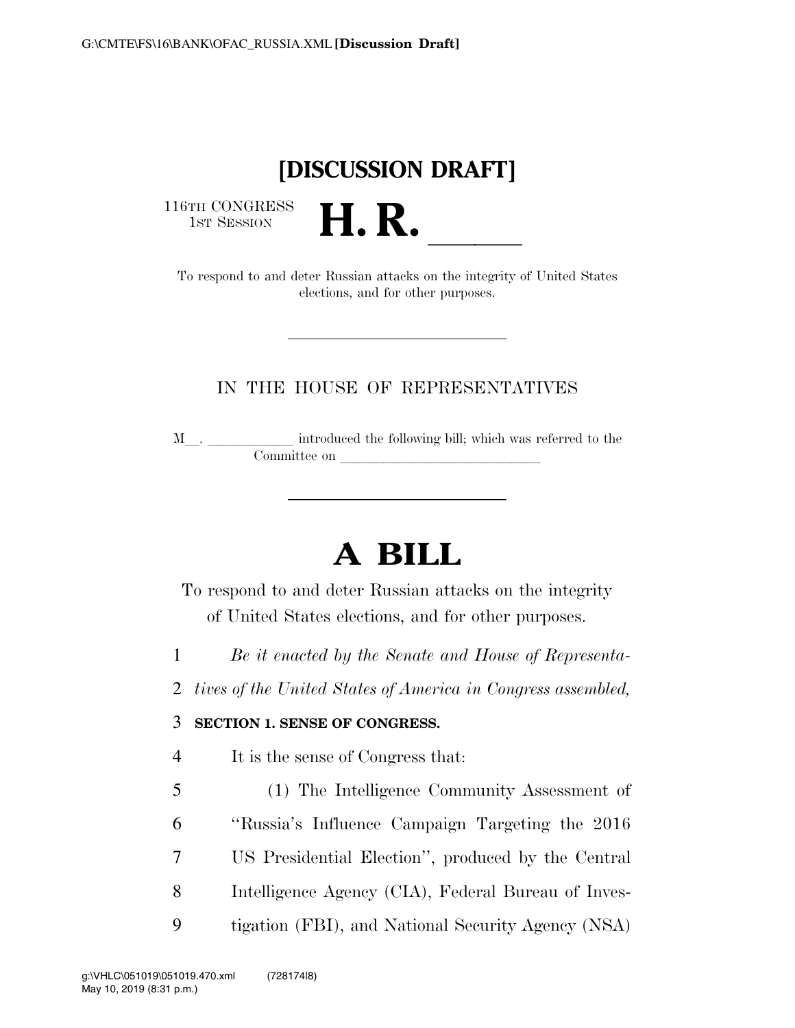# [DISCUSSION DRAFT]

116TH CONGRESS
1ST SESSION

# H. R. \_\_\_\_\_\_

To respond to and deter Russian attacks on the integrity of United States elections, and for other purposes.

---

IN THE HOUSE OF REPRESENTATIVES

M\_\_. \_\_\_\_\_\_\_\_\_\_\_\_ introduced the following bill; which was referred to the Committee on \_\_\_\_\_\_\_\_\_\_\_\_\_\_\_\_\_\_\_\_\_\_\_\_\_\_\_\_\_

---

# A BILL

To respond to and deter Russian attacks on the integrity of United States elections, and for other purposes.

*Be it enacted by the Senate and House of Representatives of the United States of America in Congress assembled,*

**SECTION 1. SENSE OF CONGRESS.**

It is the sense of Congress that:

(1) The Intelligence Community Assessment of "Russia's Influence Campaign Targeting the 2016 US Presidential Election", produced by the Central Intelligence Agency (CIA), Federal Bureau of Investigation (FBI), and National Security Agency (NSA)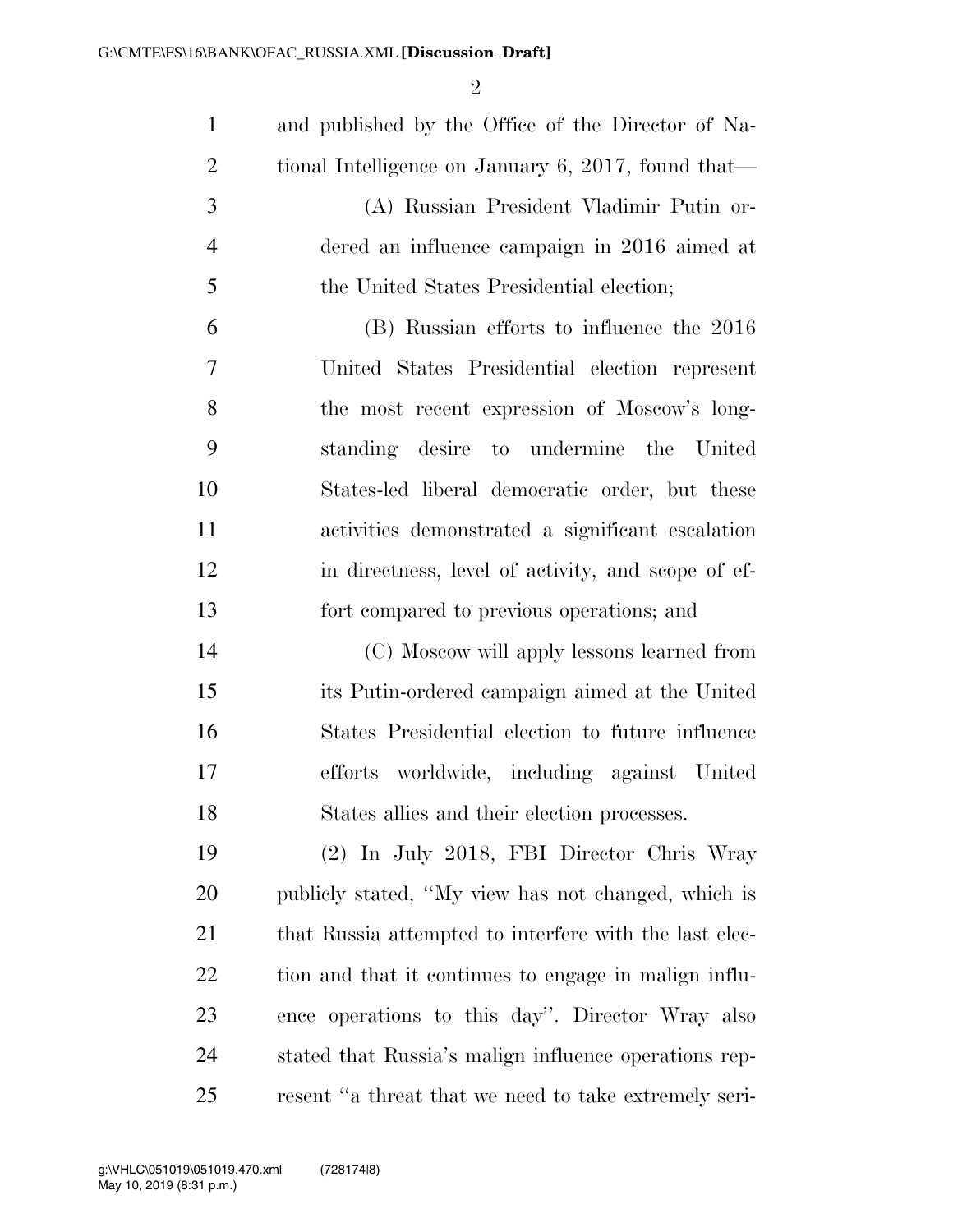and published by the Office of the Director of National Intelligence on January 6, 2017, found that—

(A) Russian President Vladimir Putin ordered an influence campaign in 2016 aimed at the United States Presidential election;

(B) Russian efforts to influence the 2016 United States Presidential election represent the most recent expression of Moscow's longstanding desire to undermine the United States-led liberal democratic order, but these activities demonstrated a significant escalation in directness, level of activity, and scope of effort compared to previous operations; and

(C) Moscow will apply lessons learned from its Putin-ordered campaign aimed at the United States Presidential election to future influence efforts worldwide, including against United States allies and their election processes.

(2) In July 2018, FBI Director Chris Wray publicly stated, "My view has not changed, which is that Russia attempted to interfere with the last election and that it continues to engage in malign influence operations to this day". Director Wray also stated that Russia's malign influence operations represent "a threat that we need to take extremely seri-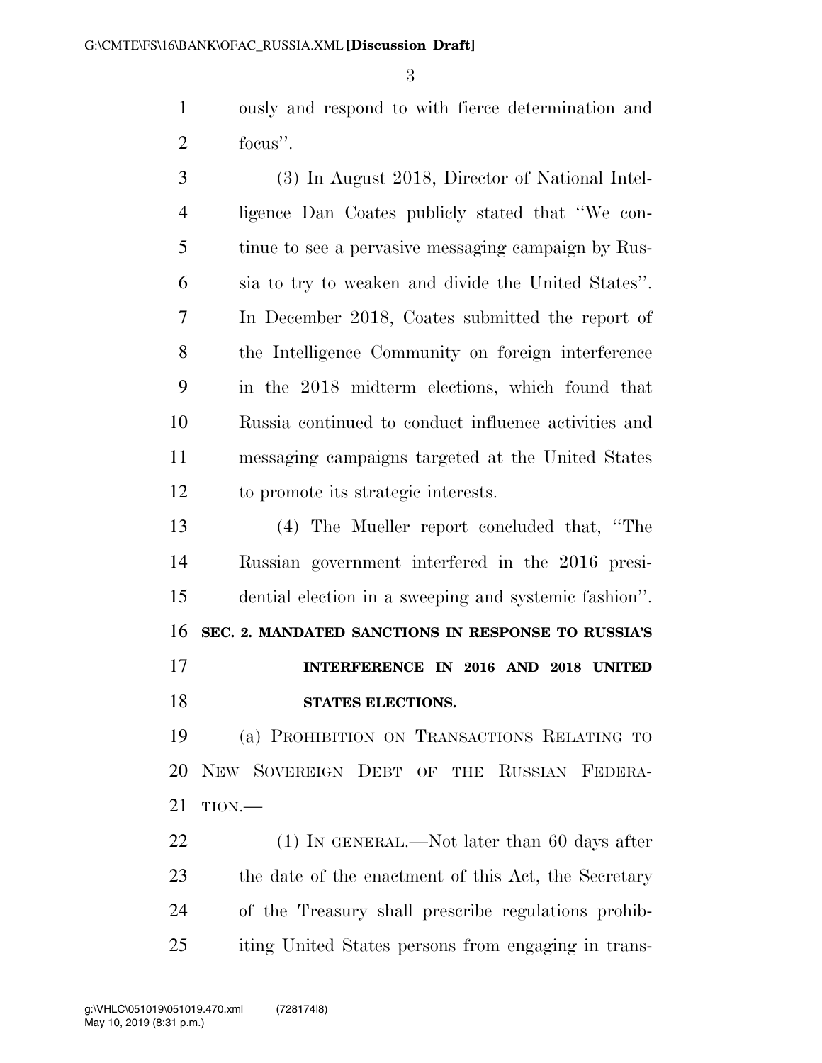ously and respond to with fierce determination and focus''.

(3) In August 2018, Director of National Intelligence Dan Coates publicly stated that ''We continue to see a pervasive messaging campaign by Russia to try to weaken and divide the United States''. In December 2018, Coates submitted the report of the Intelligence Community on foreign interference in the 2018 midterm elections, which found that Russia continued to conduct influence activities and messaging campaigns targeted at the United States to promote its strategic interests.

(4) The Mueller report concluded that, ''The Russian government interfered in the 2016 presidential election in a sweeping and systemic fashion''.

**SEC. 2. MANDATED SANCTIONS IN RESPONSE TO RUSSIA'S INTERFERENCE IN 2016 AND 2018 UNITED STATES ELECTIONS.**

(a) PROHIBITION ON TRANSACTIONS RELATING TO NEW SOVEREIGN DEBT OF THE RUSSIAN FEDERATION.—

(1) IN GENERAL.—Not later than 60 days after the date of the enactment of this Act, the Secretary of the Treasury shall prescribe regulations prohibiting United States persons from engaging in trans-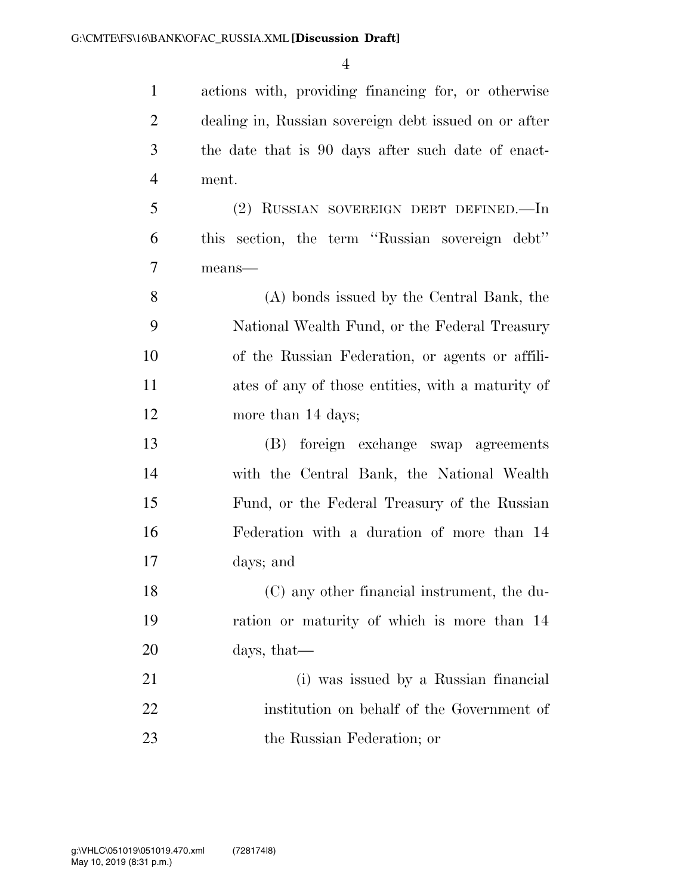actions with, providing financing for, or otherwise dealing in, Russian sovereign debt issued on or after the date that is 90 days after such date of enactment.

(2) RUSSIAN SOVEREIGN DEBT DEFINED.—In this section, the term ''Russian sovereign debt'' means—

(A) bonds issued by the Central Bank, the National Wealth Fund, or the Federal Treasury of the Russian Federation, or agents or affiliates of any of those entities, with a maturity of more than 14 days;

(B) foreign exchange swap agreements with the Central Bank, the National Wealth Fund, or the Federal Treasury of the Russian Federation with a duration of more than 14 days; and

(C) any other financial instrument, the duration or maturity of which is more than 14 days, that—

(i) was issued by a Russian financial institution on behalf of the Government of the Russian Federation; or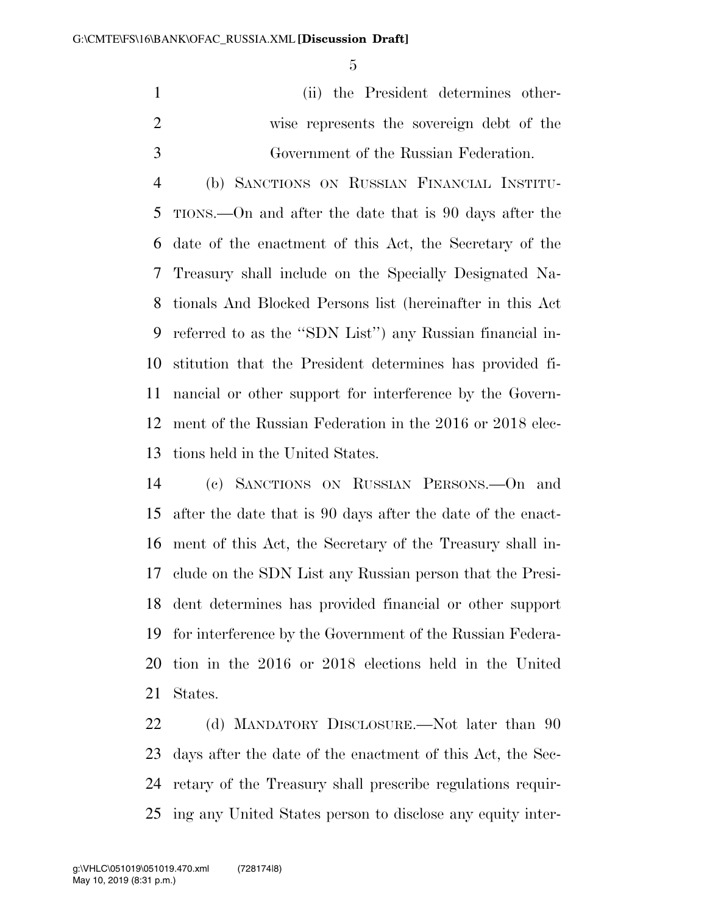(ii) the President determines otherwise represents the sovereign debt of the Government of the Russian Federation.

(b) SANCTIONS ON RUSSIAN FINANCIAL INSTITUTIONS.—On and after the date that is 90 days after the date of the enactment of this Act, the Secretary of the Treasury shall include on the Specially Designated Nationals And Blocked Persons list (hereinafter in this Act referred to as the "SDN List") any Russian financial institution that the President determines has provided financial or other support for interference by the Government of the Russian Federation in the 2016 or 2018 elections held in the United States.

(c) SANCTIONS ON RUSSIAN PERSONS.—On and after the date that is 90 days after the date of the enactment of this Act, the Secretary of the Treasury shall include on the SDN List any Russian person that the President determines has provided financial or other support for interference by the Government of the Russian Federation in the 2016 or 2018 elections held in the United States.

(d) MANDATORY DISCLOSURE.—Not later than 90 days after the date of the enactment of this Act, the Secretary of the Treasury shall prescribe regulations requiring any United States person to disclose any equity inter-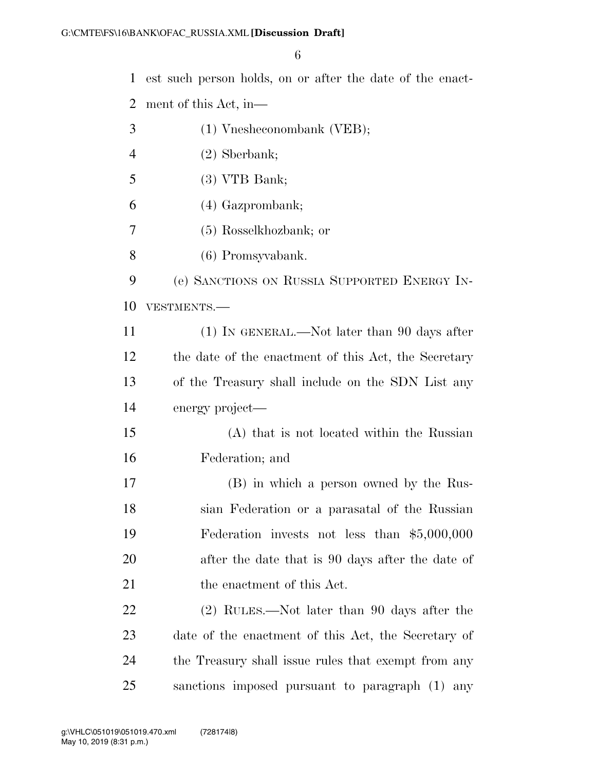est such person holds, on or after the date of the enactment of this Act, in—

(1) Vnesheconombank (VEB);

(2) Sberbank;

(3) VTB Bank;

(4) Gazprombank;

(5) Rosselkhozbank; or

(6) Promsyvabank.

(e) SANCTIONS ON RUSSIA SUPPORTED ENERGY INVESTMENTS.—

(1) IN GENERAL.—Not later than 90 days after the date of the enactment of this Act, the Secretary of the Treasury shall include on the SDN List any energy project—

(A) that is not located within the Russian Federation; and

(B) in which a person owned by the Russian Federation or a parasatal of the Russian Federation invests not less than $5,000,000 after the date that is 90 days after the date of the enactment of this Act.

(2) RULES.—Not later than 90 days after the date of the enactment of this Act, the Secretary of the Treasury shall issue rules that exempt from any sanctions imposed pursuant to paragraph (1) any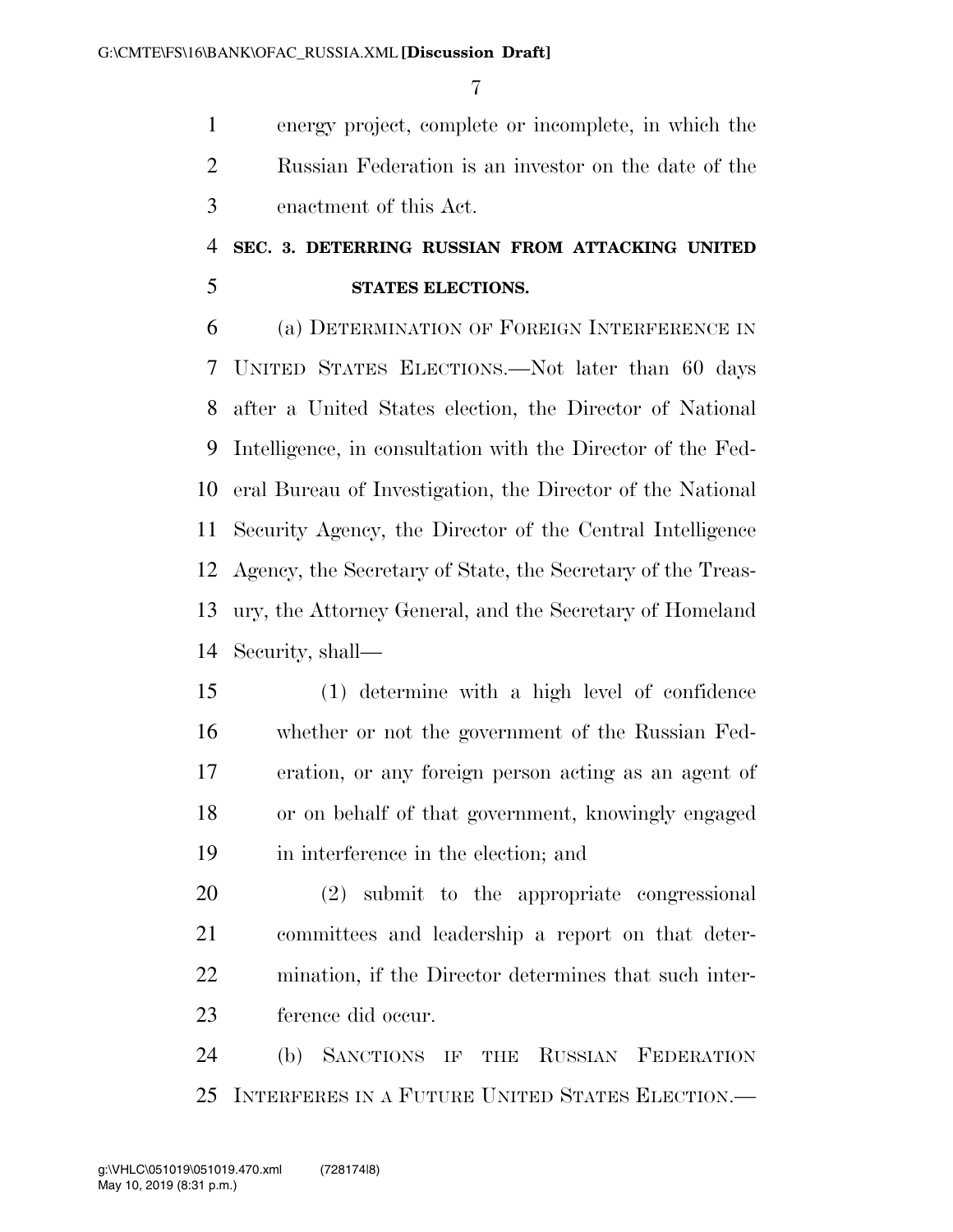energy project, complete or incomplete, in which the Russian Federation is an investor on the date of the enactment of this Act.

## SEC. 3. DETERRING RUSSIAN FROM ATTACKING UNITED STATES ELECTIONS.

(a) DETERMINATION OF FOREIGN INTERFERENCE IN UNITED STATES ELECTIONS.—Not later than 60 days after a United States election, the Director of National Intelligence, in consultation with the Director of the Federal Bureau of Investigation, the Director of the National Security Agency, the Director of the Central Intelligence Agency, the Secretary of State, the Secretary of the Treasury, the Attorney General, and the Secretary of Homeland Security, shall—

(1) determine with a high level of confidence whether or not the government of the Russian Federation, or any foreign person acting as an agent of or on behalf of that government, knowingly engaged in interference in the election; and

(2) submit to the appropriate congressional committees and leadership a report on that determination, if the Director determines that such interference did occur.

(b) SANCTIONS IF THE RUSSIAN FEDERATION INTERFERES IN A FUTURE UNITED STATES ELECTION.—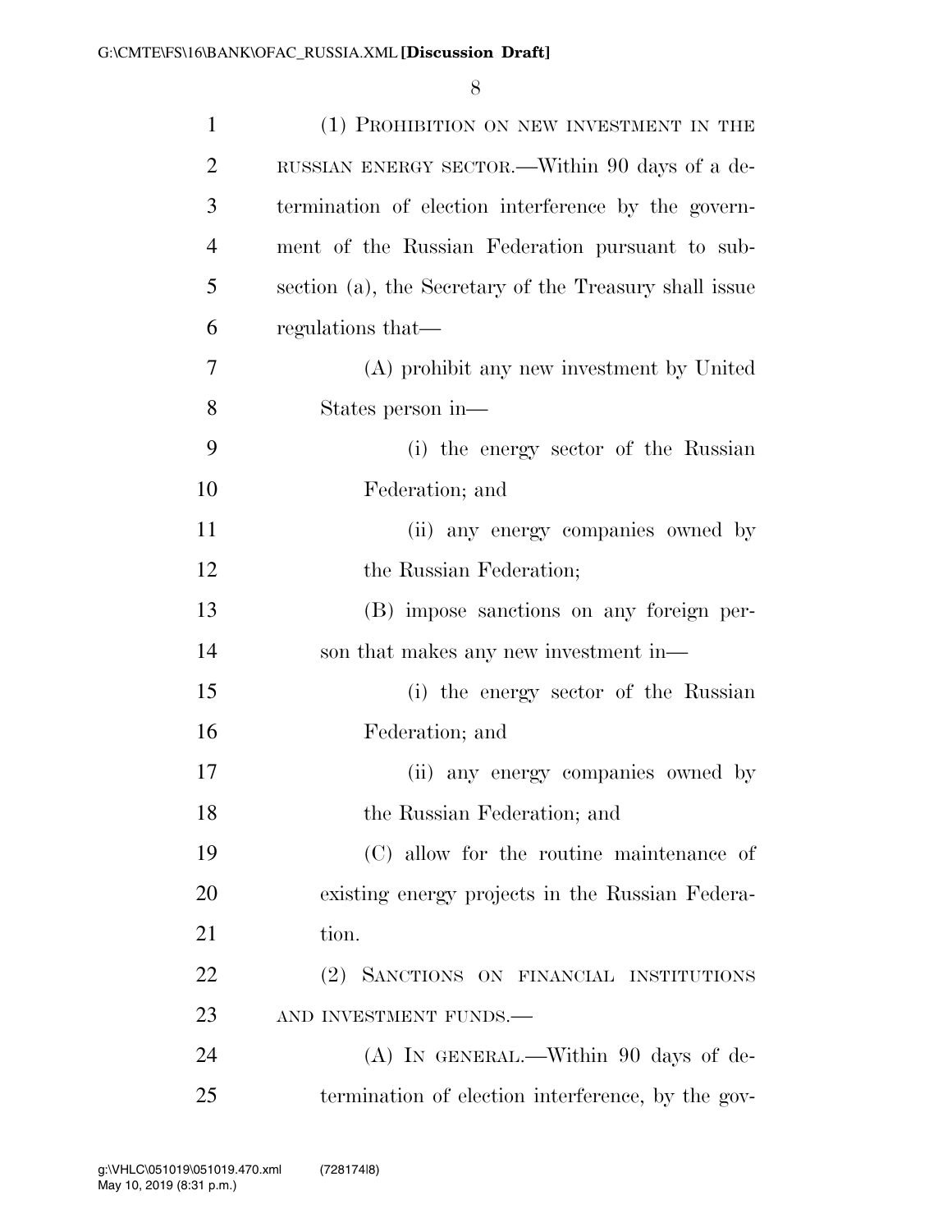(1) PROHIBITION ON NEW INVESTMENT IN THE RUSSIAN ENERGY SECTOR.—Within 90 days of a determination of election interference by the government of the Russian Federation pursuant to subsection (a), the Secretary of the Treasury shall issue regulations that—

(A) prohibit any new investment by United States person in—

(i) the energy sector of the Russian Federation; and

(ii) any energy companies owned by the Russian Federation;

(B) impose sanctions on any foreign person that makes any new investment in—

(i) the energy sector of the Russian Federation; and

(ii) any energy companies owned by the Russian Federation; and

(C) allow for the routine maintenance of existing energy projects in the Russian Federation.

(2) SANCTIONS ON FINANCIAL INSTITUTIONS AND INVESTMENT FUNDS.—

(A) IN GENERAL.—Within 90 days of determination of election interference, by the gov-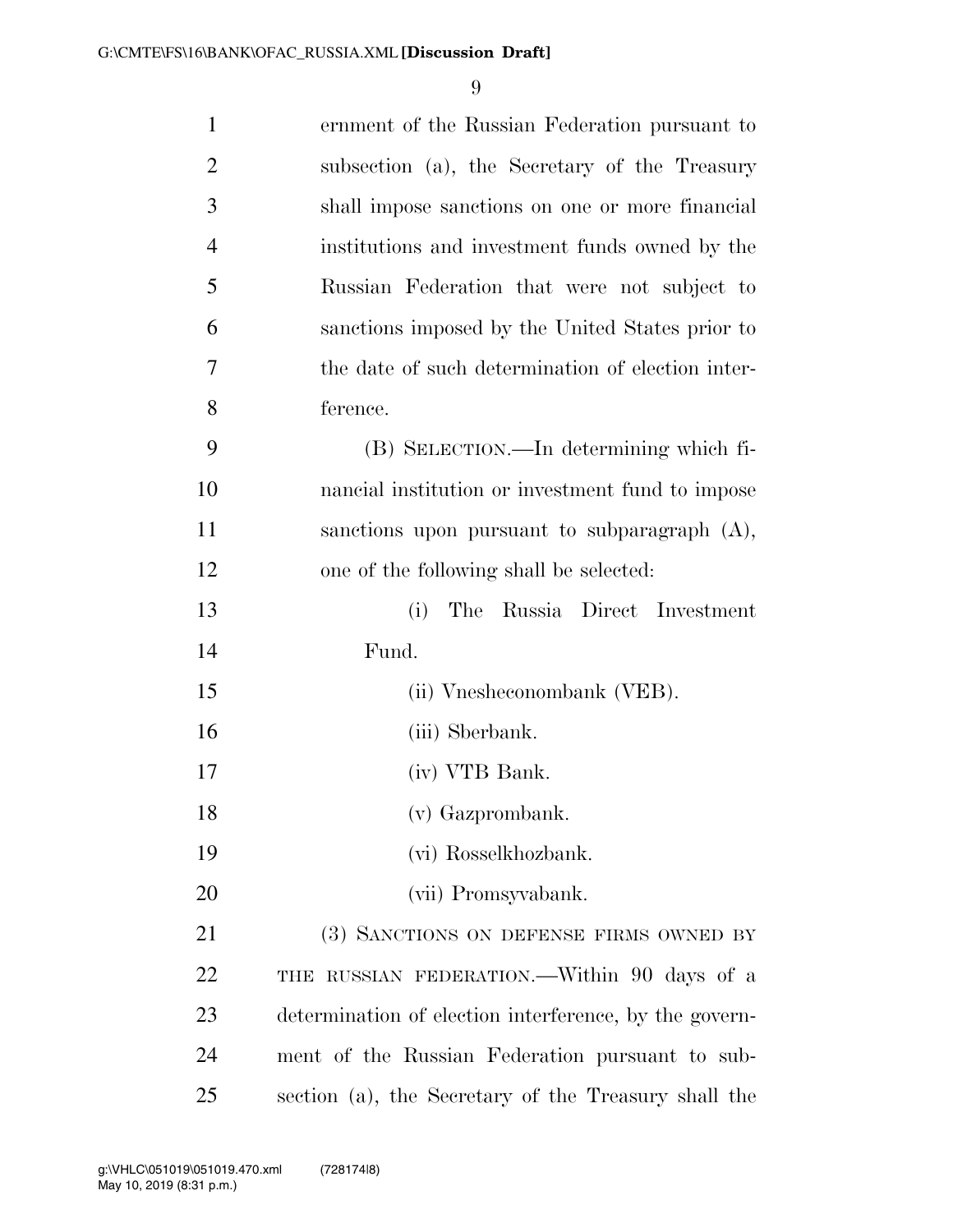ernment of the Russian Federation pursuant to subsection (a), the Secretary of the Treasury shall impose sanctions on one or more financial institutions and investment funds owned by the Russian Federation that were not subject to sanctions imposed by the United States prior to the date of such determination of election interference.

(B) SELECTION.—In determining which financial institution or investment fund to impose sanctions upon pursuant to subparagraph (A), one of the following shall be selected:

(i) The Russia Direct Investment Fund.

(ii) Vnesheconombank (VEB).

(iii) Sberbank.

(iv) VTB Bank.

(v) Gazprombank.

(vi) Rosselkhozbank.

(vii) Promsyvabank.

(3) SANCTIONS ON DEFENSE FIRMS OWNED BY THE RUSSIAN FEDERATION.—Within 90 days of a determination of election interference, by the government of the Russian Federation pursuant to subsection (a), the Secretary of the Treasury shall the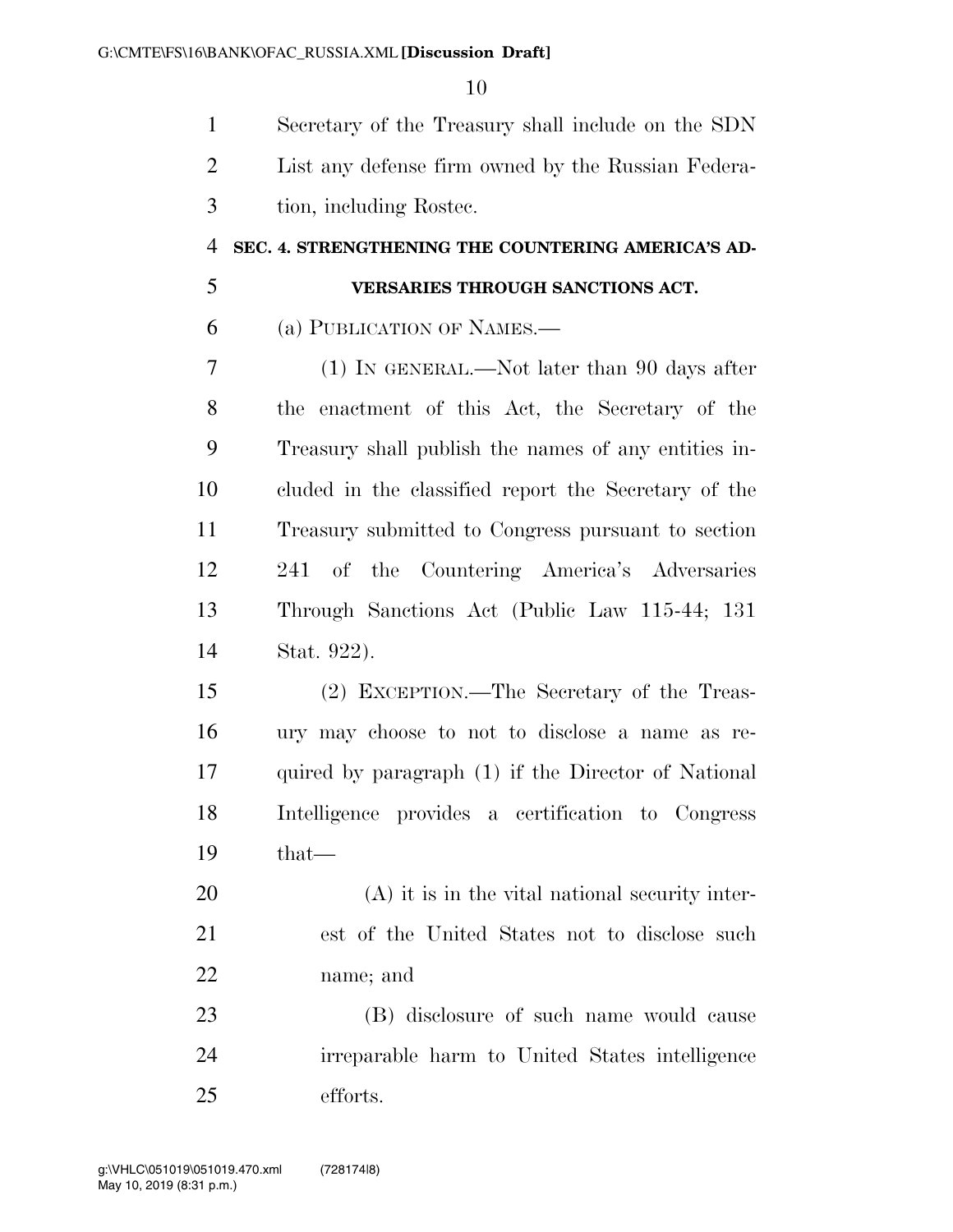Secretary of the Treasury shall include on the SDN List any defense firm owned by the Russian Federation, including Rostec.

**SEC. 4. STRENGTHENING THE COUNTERING AMERICA'S ADVERSARIES THROUGH SANCTIONS ACT.**

(a) PUBLICATION OF NAMES.—

(1) IN GENERAL.—Not later than 90 days after the enactment of this Act, the Secretary of the Treasury shall publish the names of any entities included in the classified report the Secretary of the Treasury submitted to Congress pursuant to section 241 of the Countering America's Adversaries Through Sanctions Act (Public Law 115-44; 131 Stat. 922).

(2) EXCEPTION.—The Secretary of the Treasury may choose to not to disclose a name as required by paragraph (1) if the Director of National Intelligence provides a certification to Congress that—

(A) it is in the vital national security interest of the United States not to disclose such name; and

(B) disclosure of such name would cause irreparable harm to United States intelligence efforts.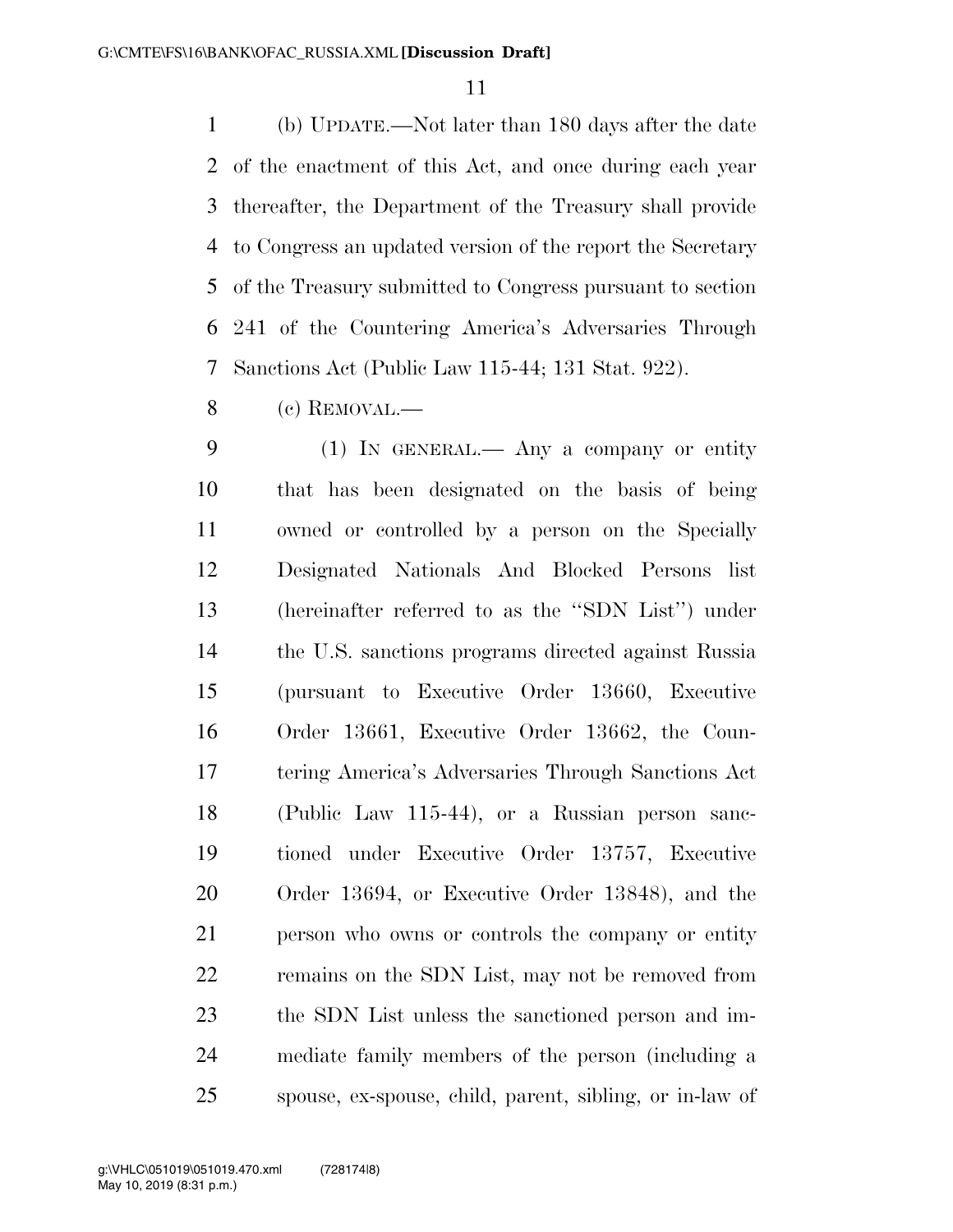(b) UPDATE.—Not later than 180 days after the date of the enactment of this Act, and once during each year thereafter, the Department of the Treasury shall provide to Congress an updated version of the report the Secretary of the Treasury submitted to Congress pursuant to section 241 of the Countering America's Adversaries Through Sanctions Act (Public Law 115-44; 131 Stat. 922).

(c) REMOVAL.—

(1) IN GENERAL.— Any a company or entity that has been designated on the basis of being owned or controlled by a person on the Specially Designated Nationals And Blocked Persons list (hereinafter referred to as the "SDN List") under the U.S. sanctions programs directed against Russia (pursuant to Executive Order 13660, Executive Order 13661, Executive Order 13662, the Countering America's Adversaries Through Sanctions Act (Public Law 115-44), or a Russian person sanctioned under Executive Order 13757, Executive Order 13694, or Executive Order 13848), and the person who owns or controls the company or entity remains on the SDN List, may not be removed from the SDN List unless the sanctioned person and immediate family members of the person (including a spouse, ex-spouse, child, parent, sibling, or in-law of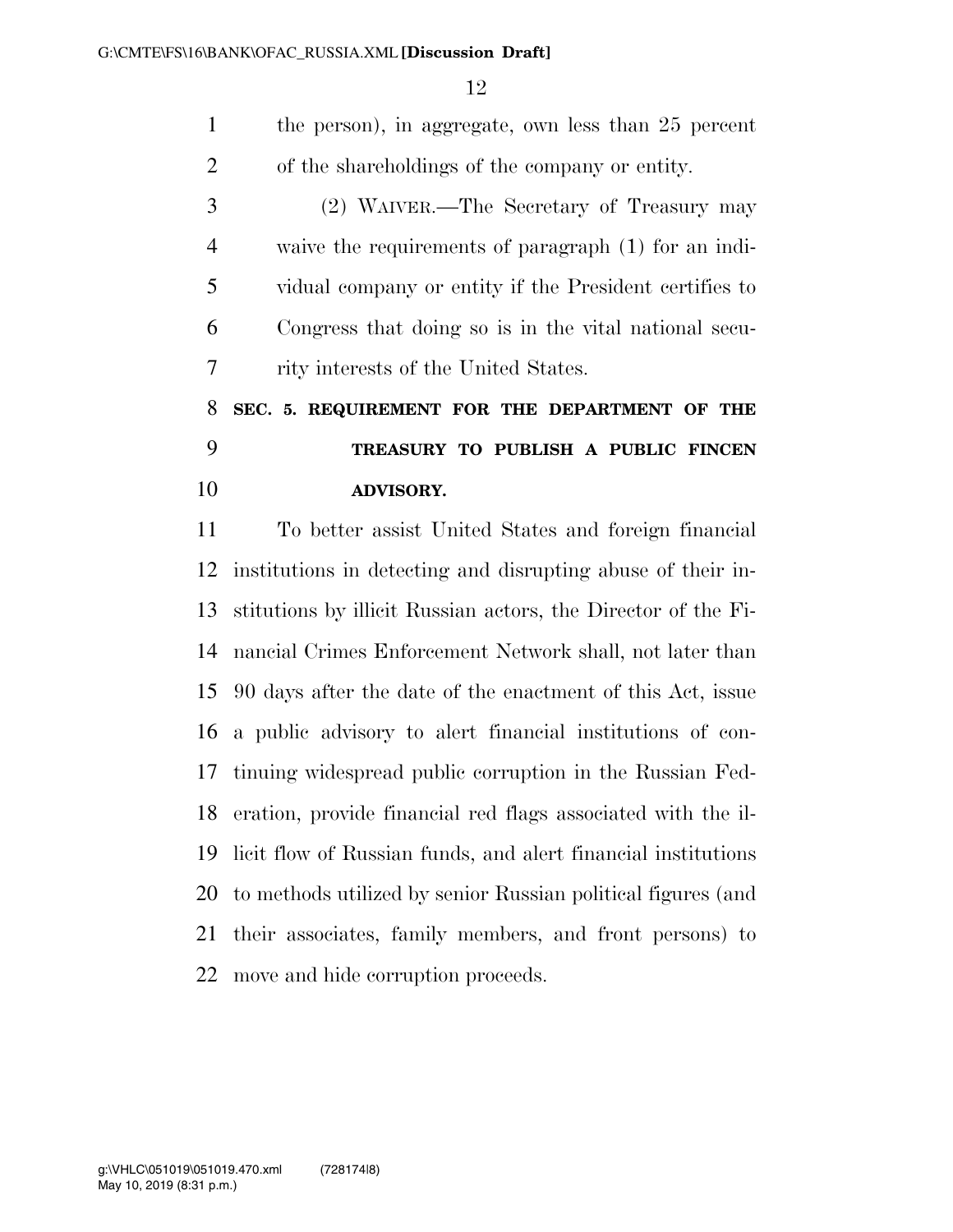the person), in aggregate, own less than 25 percent of the shareholdings of the company or entity.

(2) WAIVER.—The Secretary of Treasury may waive the requirements of paragraph (1) for an individual company or entity if the President certifies to Congress that doing so is in the vital national security interests of the United States.

## SEC. 5. REQUIREMENT FOR THE DEPARTMENT OF THE TREASURY TO PUBLISH A PUBLIC FINCEN ADVISORY.

To better assist United States and foreign financial institutions in detecting and disrupting abuse of their institutions by illicit Russian actors, the Director of the Financial Crimes Enforcement Network shall, not later than 90 days after the date of the enactment of this Act, issue a public advisory to alert financial institutions of continuing widespread public corruption in the Russian Federation, provide financial red flags associated with the illicit flow of Russian funds, and alert financial institutions to methods utilized by senior Russian political figures (and their associates, family members, and front persons) to move and hide corruption proceeds.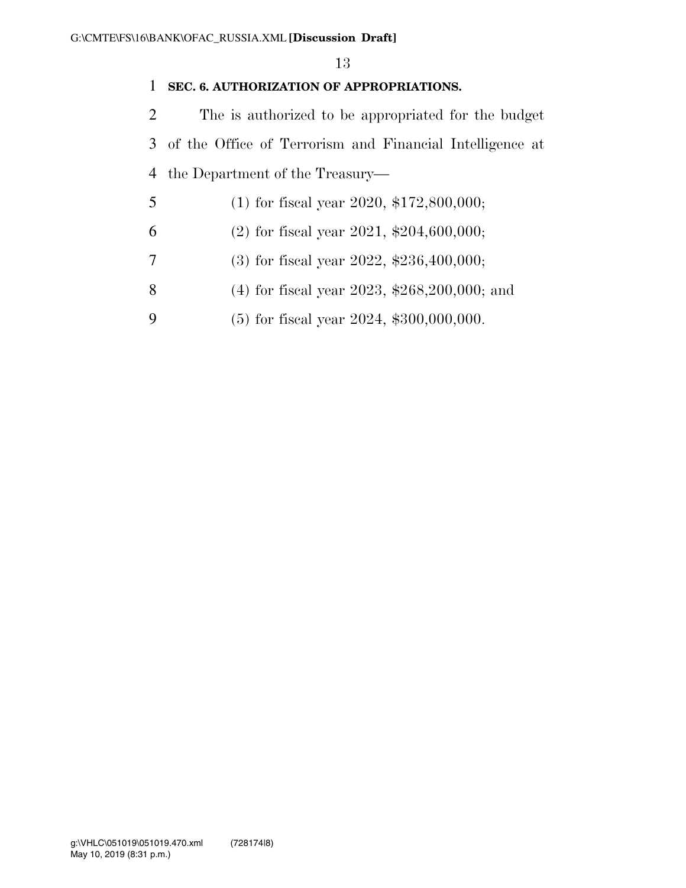**SEC. 6. AUTHORIZATION OF APPROPRIATIONS.**

The is authorized to be appropriated for the budget of the Office of Terrorism and Financial Intelligence at the Department of the Treasury—

(1) for fiscal year 2020, $172,800,000;

(2) for fiscal year 2021, $204,600,000;

(3) for fiscal year 2022, $236,400,000;

(4) for fiscal year 2023, $268,200,000; and

(5) for fiscal year 2024, $300,000,000.